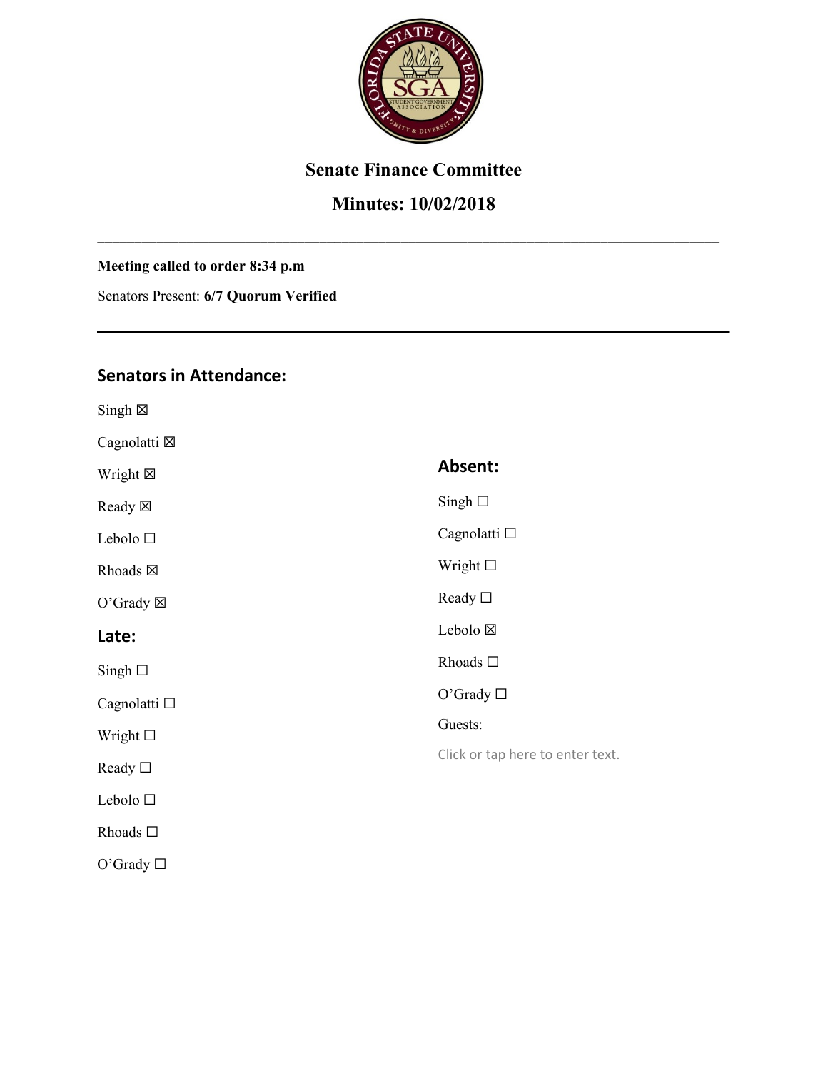## Senate Finance Committee

## Minutes: 10/02/2018

---

**Meeting called to order 8:34 p.m**

Senators Present: **6/7 Quorum Verified**

---

### Senators in Attendance:

Singh ☒

Cagnolatti ☒

Wright ☒

Ready ☒

Lebolo ☐

Rhoads ☒

O'Grady ☒

### Late:

Singh ☐

Cagnolatti ☐

Wright ☐

Ready ☐

Lebolo ☐

Rhoads ☐

O'Grady ☐

### Absent:

Singh ☐

Cagnolatti ☐

Wright ☐

Ready ☐

Lebolo ☒

Rhoads ☐

O'Grady ☐

Guests:

Click or tap here to enter text.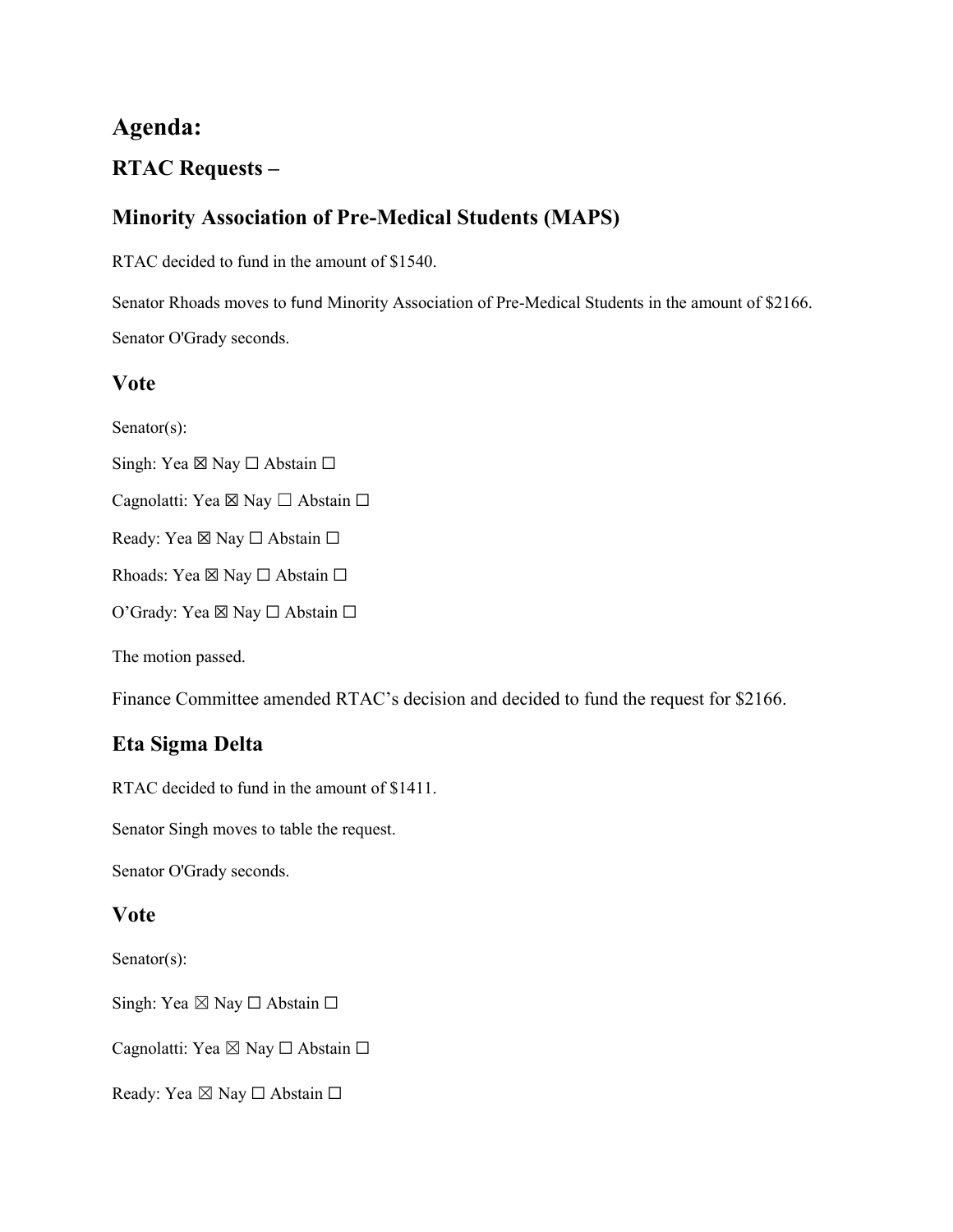# Agenda:

## RTAC Requests –

## Minority Association of Pre-Medical Students (MAPS)

RTAC decided to fund in the amount of $1540.

Senator Rhoads moves to fund Minority Association of Pre-Medical Students in the amount of $2166.

Senator O'Grady seconds.

### Vote

Senator(s):

Singh: Yea ☒ Nay ☐ Abstain ☐

Cagnolatti: Yea ☒ Nay ☐ Abstain ☐

Ready: Yea ☒ Nay ☐ Abstain ☐

Rhoads: Yea ☒ Nay ☐ Abstain ☐

O'Grady: Yea ☒ Nay ☐ Abstain ☐

The motion passed.

Finance Committee amended RTAC's decision and decided to fund the request for $2166.

## Eta Sigma Delta

RTAC decided to fund in the amount of $1411.

Senator Singh moves to table the request.

Senator O'Grady seconds.

### Vote

Senator(s):

Singh: Yea ☒ Nay ☐ Abstain ☐

Cagnolatti: Yea ☒ Nay ☐ Abstain ☐

Ready: Yea ☒ Nay ☐ Abstain ☐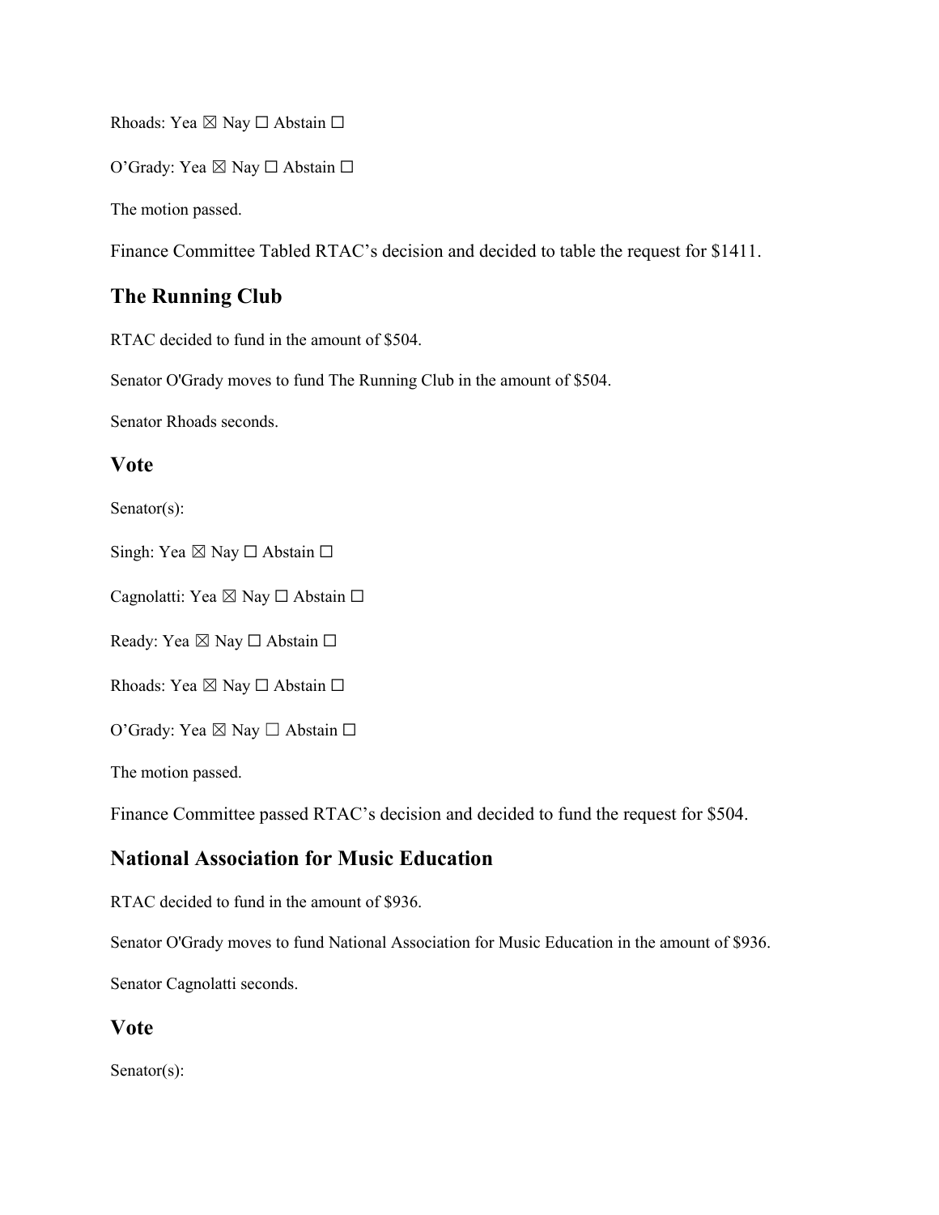Rhoads: Yea ☒ Nay ☐ Abstain ☐

O'Grady: Yea ☒ Nay ☐ Abstain ☐

The motion passed.

Finance Committee Tabled RTAC's decision and decided to table the request for $1411.

## The Running Club

RTAC decided to fund in the amount of $504.

Senator O'Grady moves to fund The Running Club in the amount of $504.

Senator Rhoads seconds.

## Vote

Senator(s):

Singh: Yea ☒ Nay ☐ Abstain ☐

Cagnolatti: Yea ☒ Nay ☐ Abstain ☐

Ready: Yea ☒ Nay ☐ Abstain ☐

Rhoads: Yea ☒ Nay ☐ Abstain ☐

O'Grady: Yea ☒ Nay ☐ Abstain ☐

The motion passed.

Finance Committee passed RTAC's decision and decided to fund the request for $504.

## National Association for Music Education

RTAC decided to fund in the amount of $936.

Senator O'Grady moves to fund National Association for Music Education in the amount of $936.

Senator Cagnolatti seconds.

## Vote

Senator(s):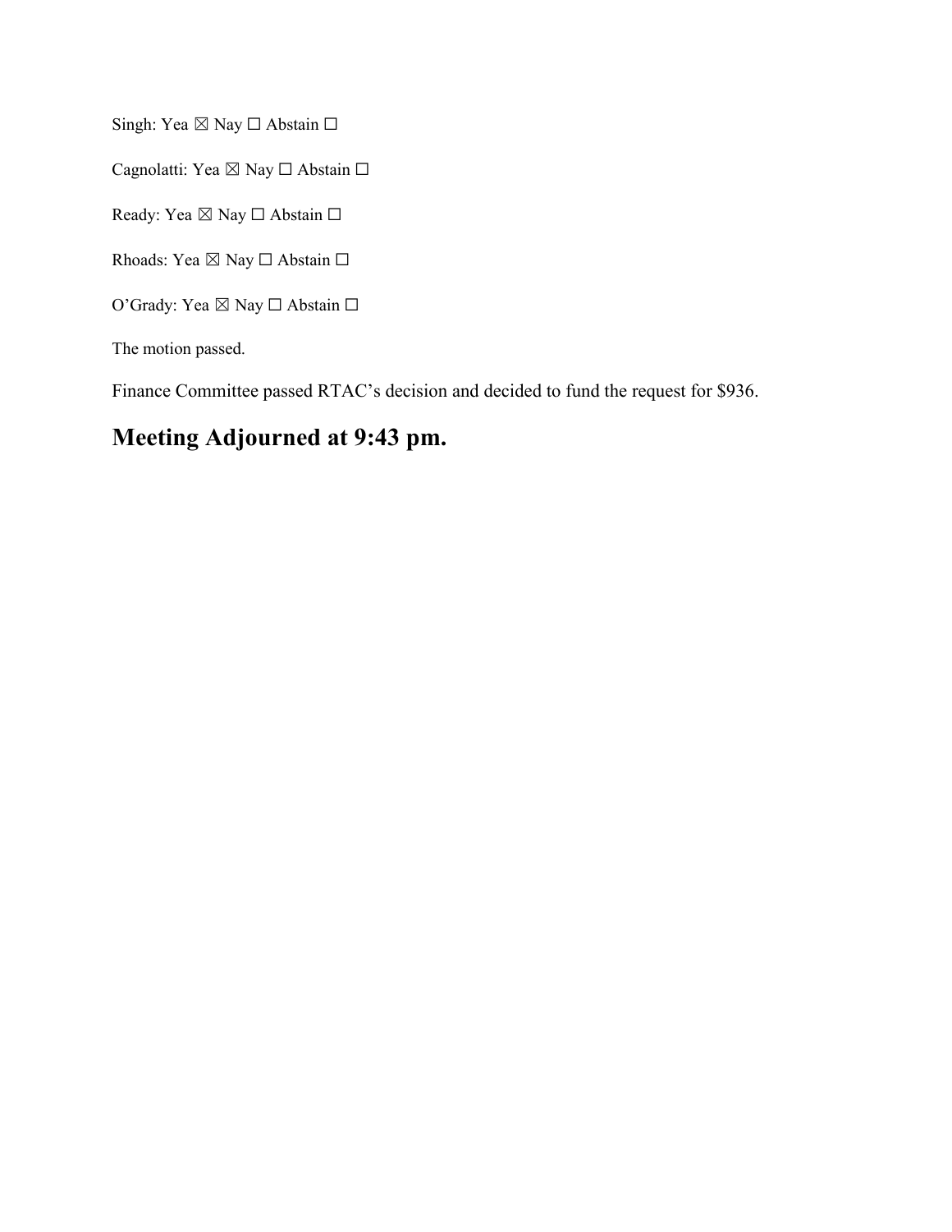Singh: Yea ☒ Nay ☐ Abstain ☐

Cagnolatti: Yea ☒ Nay ☐ Abstain ☐

Ready: Yea ☒ Nay ☐ Abstain ☐

Rhoads: Yea ☒ Nay ☐ Abstain ☐

O'Grady: Yea ☒ Nay ☐ Abstain ☐

The motion passed.

Finance Committee passed RTAC's decision and decided to fund the request for $936.

## Meeting Adjourned at 9:43 pm.